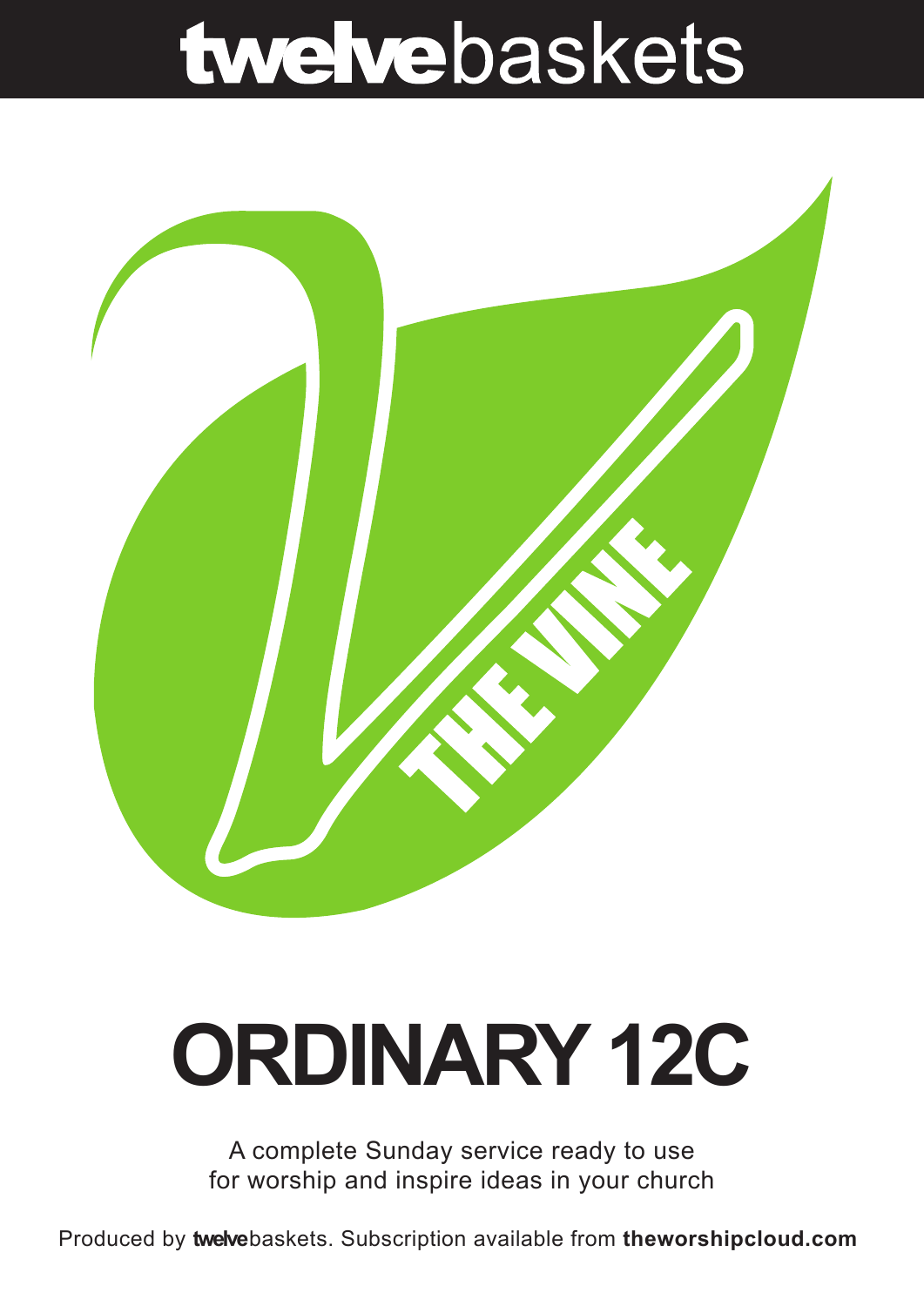# twelvebaskets

THE VINE

# ORDINARY 12C

A complete Sunday service ready to use
for worship and inspire ideas in your church

Produced by **twelve**baskets. Subscription available from **theworshipcloud.com**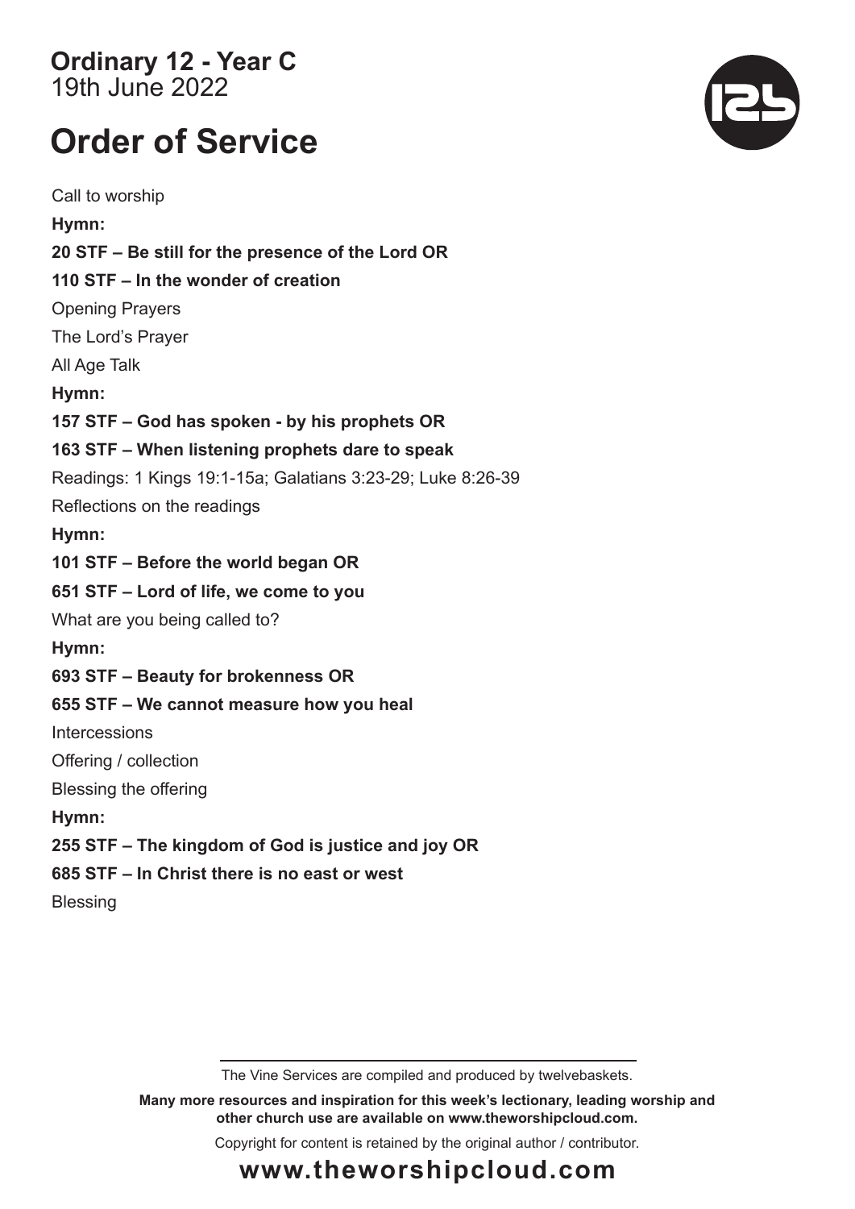**Ordinary 12 - Year C**
19th June 2022

# Order of Service

Call to worship

**Hymn:**

**20 STF – Be still for the presence of the Lord OR**

**110 STF – In the wonder of creation**

Opening Prayers

The Lord's Prayer

All Age Talk

**Hymn:**

**157 STF – God has spoken - by his prophets OR**

**163 STF – When listening prophets dare to speak**

Readings: 1 Kings 19:1-15a; Galatians 3:23-29; Luke 8:26-39

Reflections on the readings

**Hymn:**

**101 STF – Before the world began OR**

**651 STF – Lord of life, we come to you**

What are you being called to?

**Hymn:**

**693 STF – Beauty for brokenness OR**

**655 STF – We cannot measure how you heal**

Intercessions

Offering / collection

Blessing the offering

**Hymn:**

**255 STF – The kingdom of God is justice and joy OR**

**685 STF – In Christ there is no east or west**

Blessing

The Vine Services are compiled and produced by twelvebaskets.

**Many more resources and inspiration for this week's lectionary, leading worship and other church use are available on www.theworshipcloud.com.**

Copyright for content is retained by the original author / contributor.

**www.theworshipcloud.com**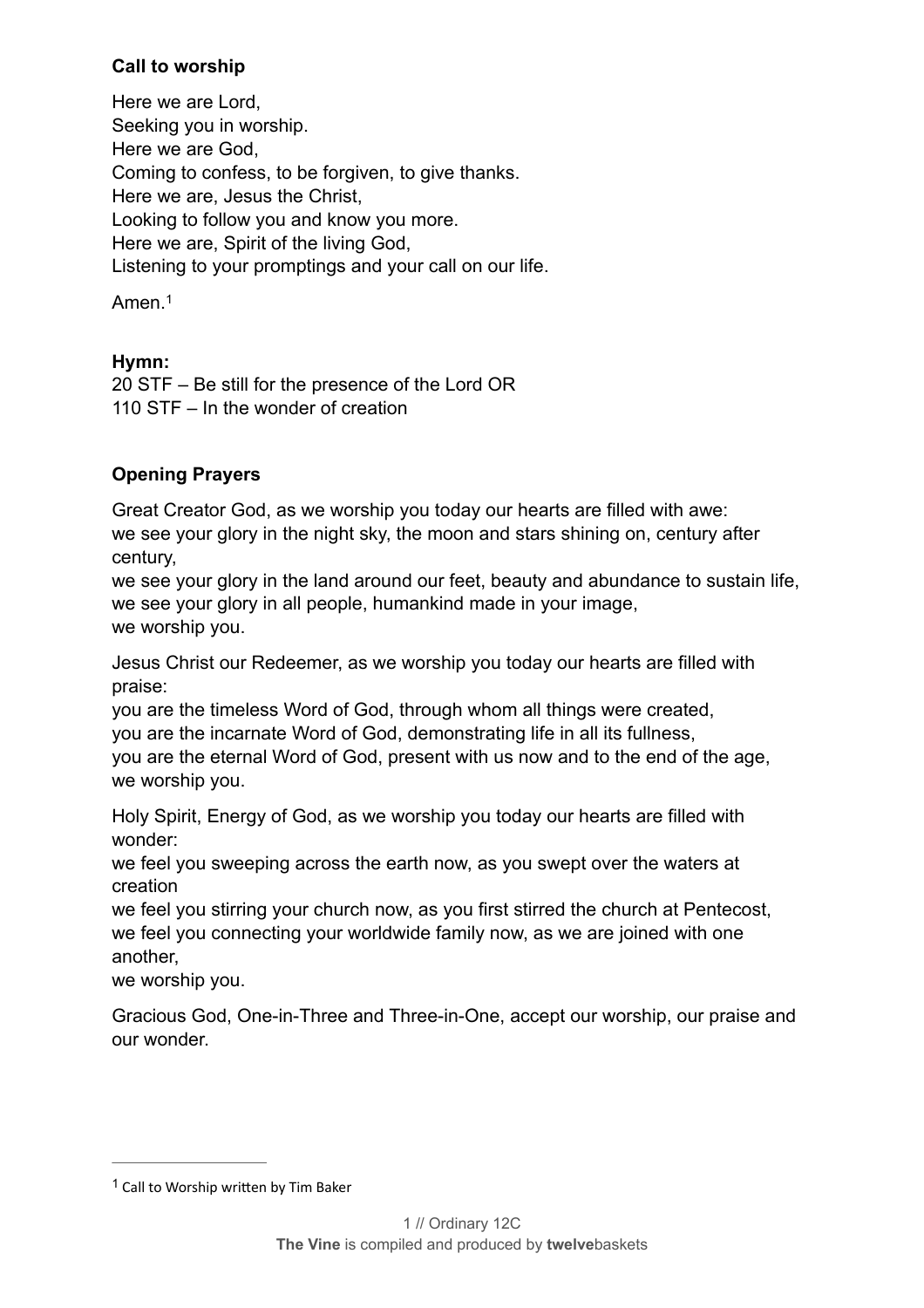**Call to worship**

Here we are Lord,
Seeking you in worship.
Here we are God,
Coming to confess, to be forgiven, to give thanks.
Here we are, Jesus the Christ,
Looking to follow you and know you more.
Here we are, Spirit of the living God,
Listening to your promptings and your call on our life.

Amen.[1]

**Hymn:**
20 STF – Be still for the presence of the Lord OR
110 STF – In the wonder of creation

**Opening Prayers**

Great Creator God, as we worship you today our hearts are filled with awe:
we see your glory in the night sky, the moon and stars shining on, century after century,
we see your glory in the land around our feet, beauty and abundance to sustain life,
we see your glory in all people, humankind made in your image,
we worship you.

Jesus Christ our Redeemer, as we worship you today our hearts are filled with praise:
you are the timeless Word of God, through whom all things were created,
you are the incarnate Word of God, demonstrating life in all its fullness,
you are the eternal Word of God, present with us now and to the end of the age,
we worship you.

Holy Spirit, Energy of God, as we worship you today our hearts are filled with wonder:
we feel you sweeping across the earth now, as you swept over the waters at creation
we feel you stirring your church now, as you first stirred the church at Pentecost,
we feel you connecting your worldwide family now, as we are joined with one another,
we worship you.

Gracious God, One-in-Three and Three-in-One, accept our worship, our praise and our wonder.

---

[1] Call to Worship written by Tim Baker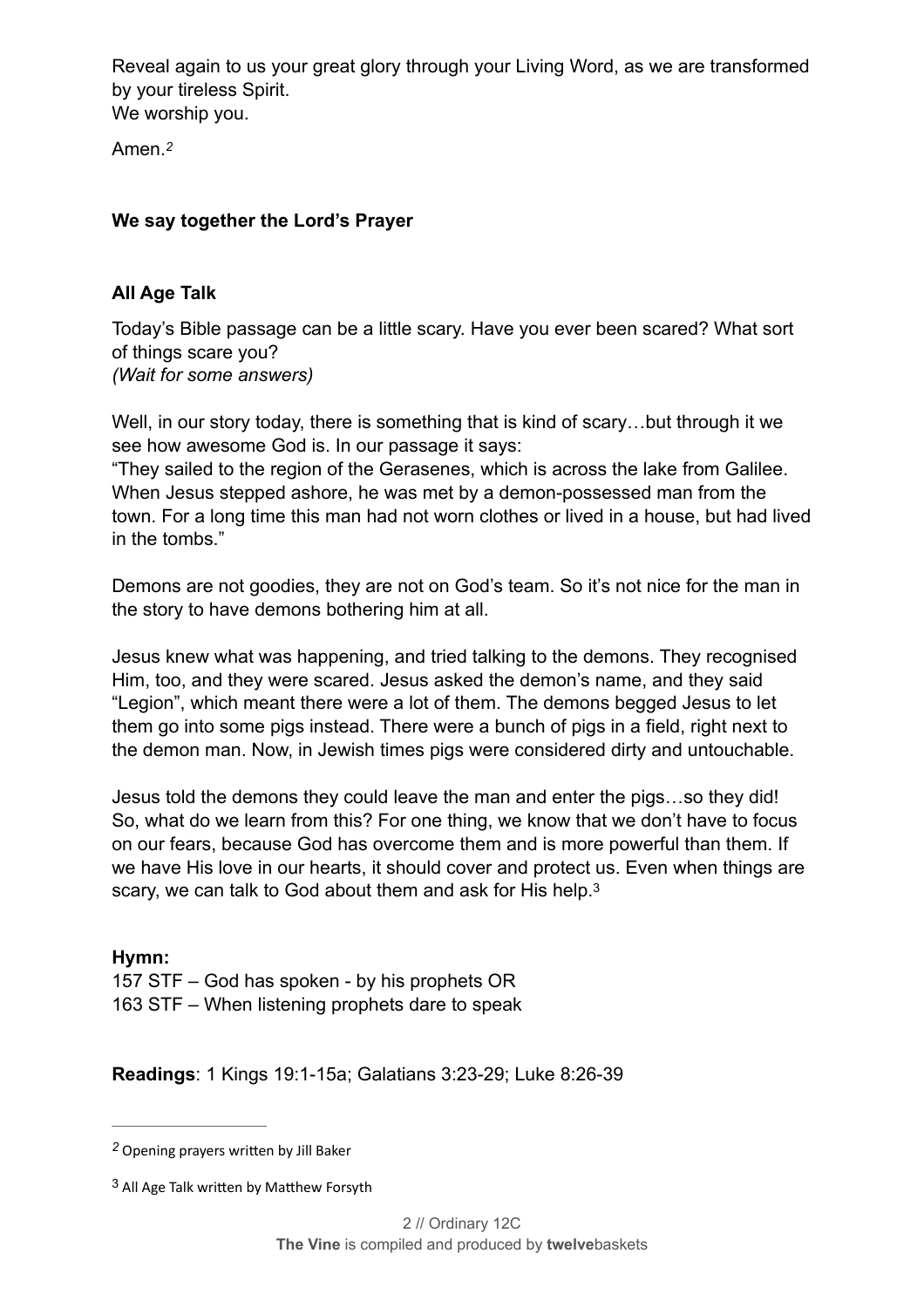Reveal again to us your great glory through your Living Word, as we are transformed by your tireless Spirit.
We worship you.

Amen.[2]

**We say together the Lord's Prayer**

**All Age Talk**

Today's Bible passage can be a little scary. Have you ever been scared? What sort of things scare you?
*(Wait for some answers)*

Well, in our story today, there is something that is kind of scary…but through it we see how awesome God is. In our passage it says:
"They sailed to the region of the Gerasenes, which is across the lake from Galilee. When Jesus stepped ashore, he was met by a demon-possessed man from the town. For a long time this man had not worn clothes or lived in a house, but had lived in the tombs."

Demons are not goodies, they are not on God's team. So it's not nice for the man in the story to have demons bothering him at all.

Jesus knew what was happening, and tried talking to the demons. They recognised Him, too, and they were scared. Jesus asked the demon's name, and they said "Legion", which meant there were a lot of them. The demons begged Jesus to let them go into some pigs instead. There were a bunch of pigs in a field, right next to the demon man. Now, in Jewish times pigs were considered dirty and untouchable.

Jesus told the demons they could leave the man and enter the pigs…so they did! So, what do we learn from this? For one thing, we know that we don't have to focus on our fears, because God has overcome them and is more powerful than them. If we have His love in our hearts, it should cover and protect us. Even when things are scary, we can talk to God about them and ask for His help.[3]

**Hymn:**
157 STF – God has spoken - by his prophets OR
163 STF – When listening prophets dare to speak

**Readings**: 1 Kings 19:1-15a; Galatians 3:23-29; Luke 8:26-39

---

[2] Opening prayers written by Jill Baker

[3] All Age Talk written by Matthew Forsyth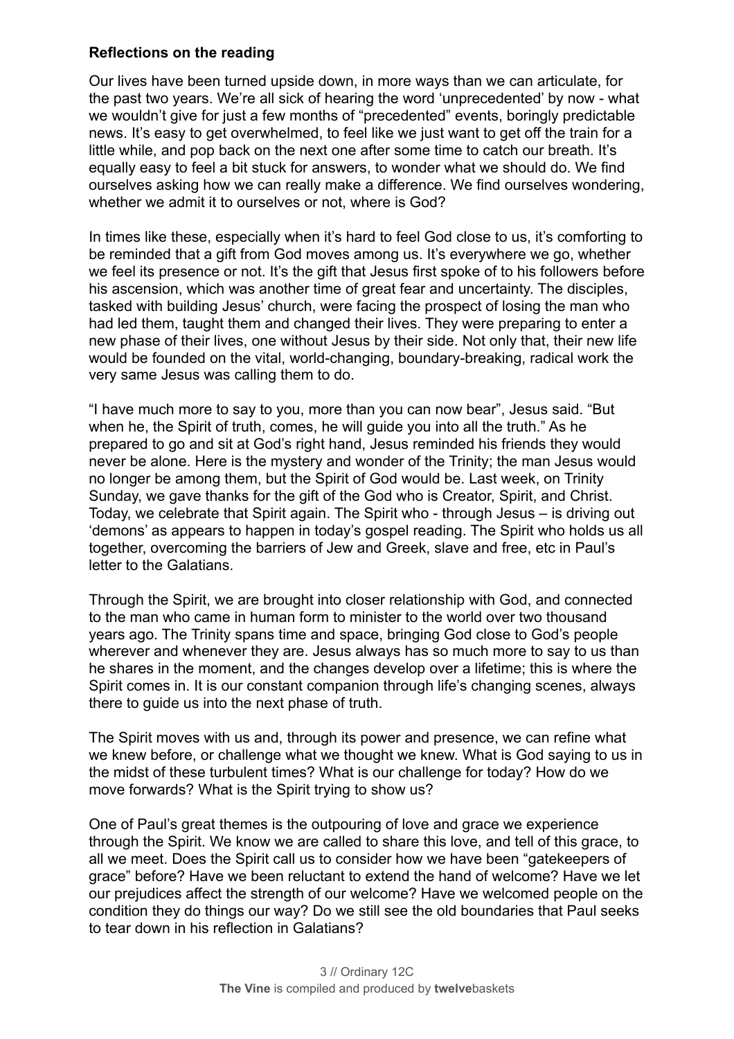**Reflections on the reading**

Our lives have been turned upside down, in more ways than we can articulate, for the past two years. We're all sick of hearing the word 'unprecedented' by now - what we wouldn't give for just a few months of "precedented" events, boringly predictable news. It's easy to get overwhelmed, to feel like we just want to get off the train for a little while, and pop back on the next one after some time to catch our breath. It's equally easy to feel a bit stuck for answers, to wonder what we should do. We find ourselves asking how we can really make a difference. We find ourselves wondering, whether we admit it to ourselves or not, where is God?

In times like these, especially when it's hard to feel God close to us, it's comforting to be reminded that a gift from God moves among us. It's everywhere we go, whether we feel its presence or not. It's the gift that Jesus first spoke of to his followers before his ascension, which was another time of great fear and uncertainty. The disciples, tasked with building Jesus' church, were facing the prospect of losing the man who had led them, taught them and changed their lives. They were preparing to enter a new phase of their lives, one without Jesus by their side. Not only that, their new life would be founded on the vital, world-changing, boundary-breaking, radical work the very same Jesus was calling them to do.

"I have much more to say to you, more than you can now bear", Jesus said. "But when he, the Spirit of truth, comes, he will guide you into all the truth." As he prepared to go and sit at God's right hand, Jesus reminded his friends they would never be alone. Here is the mystery and wonder of the Trinity; the man Jesus would no longer be among them, but the Spirit of God would be. Last week, on Trinity Sunday, we gave thanks for the gift of the God who is Creator, Spirit, and Christ. Today, we celebrate that Spirit again. The Spirit who - through Jesus – is driving out 'demons' as appears to happen in today's gospel reading. The Spirit who holds us all together, overcoming the barriers of Jew and Greek, slave and free, etc in Paul's letter to the Galatians.

Through the Spirit, we are brought into closer relationship with God, and connected to the man who came in human form to minister to the world over two thousand years ago. The Trinity spans time and space, bringing God close to God's people wherever and whenever they are. Jesus always has so much more to say to us than he shares in the moment, and the changes develop over a lifetime; this is where the Spirit comes in. It is our constant companion through life's changing scenes, always there to guide us into the next phase of truth.

The Spirit moves with us and, through its power and presence, we can refine what we knew before, or challenge what we thought we knew. What is God saying to us in the midst of these turbulent times? What is our challenge for today? How do we move forwards? What is the Spirit trying to show us?

One of Paul's great themes is the outpouring of love and grace we experience through the Spirit. We know we are called to share this love, and tell of this grace, to all we meet. Does the Spirit call us to consider how we have been "gatekeepers of grace" before? Have we been reluctant to extend the hand of welcome? Have we let our prejudices affect the strength of our welcome? Have we welcomed people on the condition they do things our way? Do we still see the old boundaries that Paul seeks to tear down in his reflection in Galatians?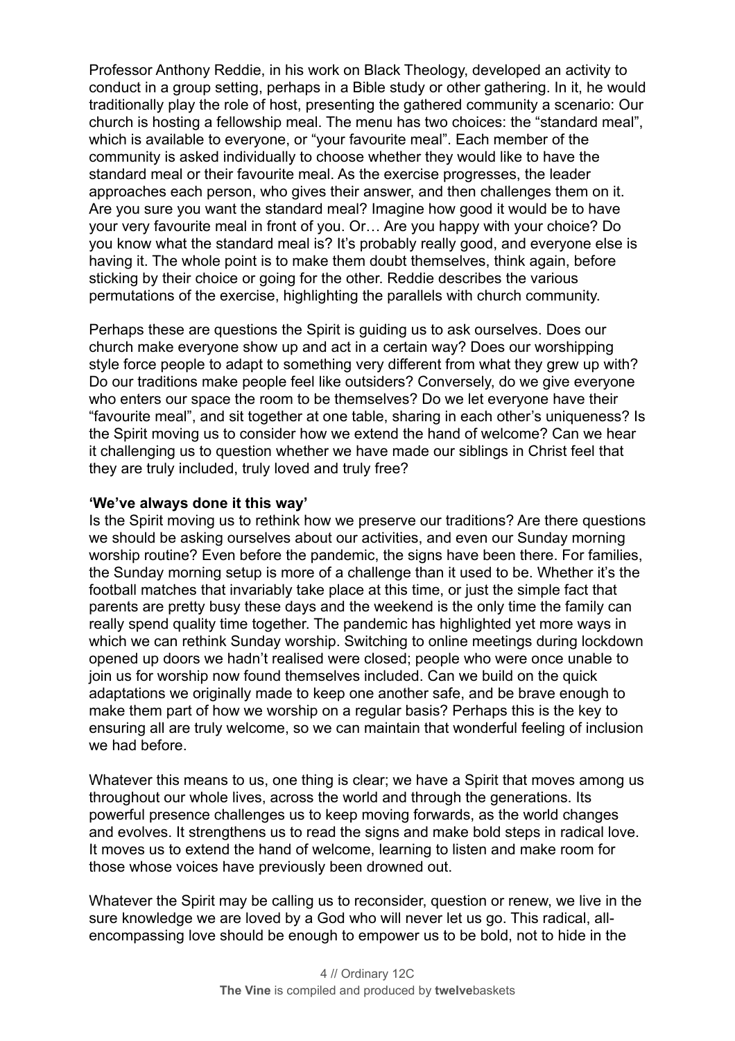Professor Anthony Reddie, in his work on Black Theology, developed an activity to conduct in a group setting, perhaps in a Bible study or other gathering. In it, he would traditionally play the role of host, presenting the gathered community a scenario: Our church is hosting a fellowship meal. The menu has two choices: the "standard meal", which is available to everyone, or "your favourite meal". Each member of the community is asked individually to choose whether they would like to have the standard meal or their favourite meal. As the exercise progresses, the leader approaches each person, who gives their answer, and then challenges them on it. Are you sure you want the standard meal? Imagine how good it would be to have your very favourite meal in front of you. Or… Are you happy with your choice? Do you know what the standard meal is? It's probably really good, and everyone else is having it. The whole point is to make them doubt themselves, think again, before sticking by their choice or going for the other. Reddie describes the various permutations of the exercise, highlighting the parallels with church community.

Perhaps these are questions the Spirit is guiding us to ask ourselves. Does our church make everyone show up and act in a certain way? Does our worshipping style force people to adapt to something very different from what they grew up with? Do our traditions make people feel like outsiders? Conversely, do we give everyone who enters our space the room to be themselves? Do we let everyone have their "favourite meal", and sit together at one table, sharing in each other's uniqueness? Is the Spirit moving us to consider how we extend the hand of welcome? Can we hear it challenging us to question whether we have made our siblings in Christ feel that they are truly included, truly loved and truly free?

**'We've always done it this way'**

Is the Spirit moving us to rethink how we preserve our traditions? Are there questions we should be asking ourselves about our activities, and even our Sunday morning worship routine? Even before the pandemic, the signs have been there. For families, the Sunday morning setup is more of a challenge than it used to be. Whether it's the football matches that invariably take place at this time, or just the simple fact that parents are pretty busy these days and the weekend is the only time the family can really spend quality time together. The pandemic has highlighted yet more ways in which we can rethink Sunday worship. Switching to online meetings during lockdown opened up doors we hadn't realised were closed; people who were once unable to join us for worship now found themselves included. Can we build on the quick adaptations we originally made to keep one another safe, and be brave enough to make them part of how we worship on a regular basis? Perhaps this is the key to ensuring all are truly welcome, so we can maintain that wonderful feeling of inclusion we had before.

Whatever this means to us, one thing is clear; we have a Spirit that moves among us throughout our whole lives, across the world and through the generations. Its powerful presence challenges us to keep moving forwards, as the world changes and evolves. It strengthens us to read the signs and make bold steps in radical love. It moves us to extend the hand of welcome, learning to listen and make room for those whose voices have previously been drowned out.

Whatever the Spirit may be calling us to reconsider, question or renew, we live in the sure knowledge we are loved by a God who will never let us go. This radical, all-encompassing love should be enough to empower us to be bold, not to hide in the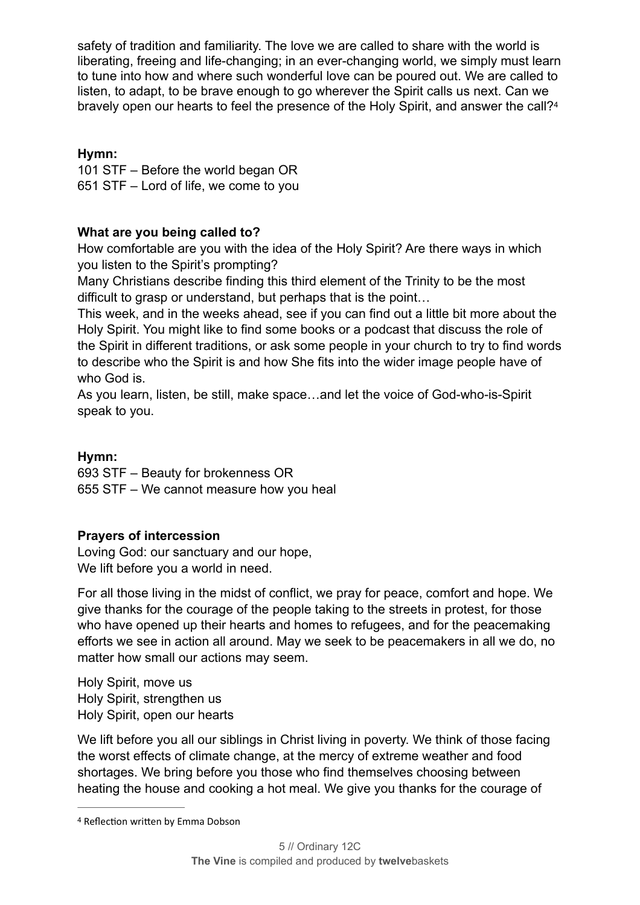safety of tradition and familiarity. The love we are called to share with the world is liberating, freeing and life-changing; in an ever-changing world, we simply must learn to tune into how and where such wonderful love can be poured out. We are called to listen, to adapt, to be brave enough to go wherever the Spirit calls us next. Can we bravely open our hearts to feel the presence of the Holy Spirit, and answer the call?[4]

**Hymn:**
101 STF – Before the world began OR
651 STF – Lord of life, we come to you

**What are you being called to?**
How comfortable are you with the idea of the Holy Spirit? Are there ways in which you listen to the Spirit's prompting?
Many Christians describe finding this third element of the Trinity to be the most difficult to grasp or understand, but perhaps that is the point…
This week, and in the weeks ahead, see if you can find out a little bit more about the Holy Spirit. You might like to find some books or a podcast that discuss the role of the Spirit in different traditions, or ask some people in your church to try to find words to describe who the Spirit is and how She fits into the wider image people have of who God is.
As you learn, listen, be still, make space…and let the voice of God-who-is-Spirit speak to you.

**Hymn:**
693 STF – Beauty for brokenness OR
655 STF – We cannot measure how you heal

**Prayers of intercession**
Loving God: our sanctuary and our hope,
We lift before you a world in need.

For all those living in the midst of conflict, we pray for peace, comfort and hope. We give thanks for the courage of the people taking to the streets in protest, for those who have opened up their hearts and homes to refugees, and for the peacemaking efforts we see in action all around. May we seek to be peacemakers in all we do, no matter how small our actions may seem.

Holy Spirit, move us
Holy Spirit, strengthen us
Holy Spirit, open our hearts

We lift before you all our siblings in Christ living in poverty. We think of those facing the worst effects of climate change, at the mercy of extreme weather and food shortages. We bring before you those who find themselves choosing between heating the house and cooking a hot meal. We give you thanks for the courage of

[4] Reflection written by Emma Dobson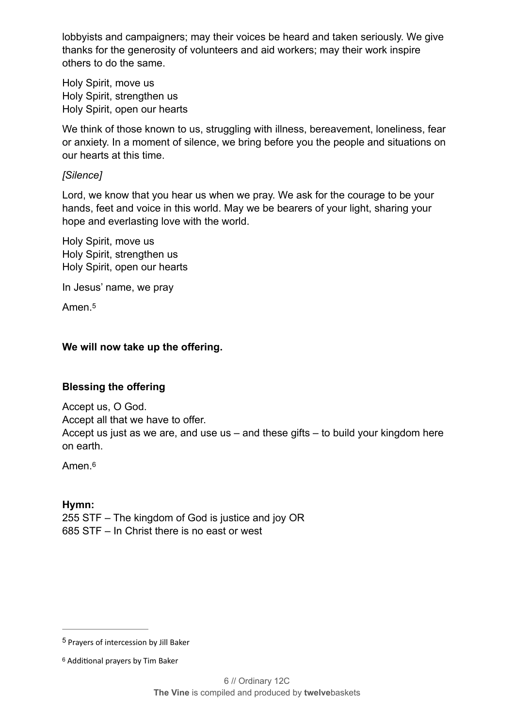lobbyists and campaigners; may their voices be heard and taken seriously. We give thanks for the generosity of volunteers and aid workers; may their work inspire others to do the same.

Holy Spirit, move us
Holy Spirit, strengthen us
Holy Spirit, open our hearts

We think of those known to us, struggling with illness, bereavement, loneliness, fear or anxiety. In a moment of silence, we bring before you the people and situations on our hearts at this time.

*[Silence]*

Lord, we know that you hear us when we pray. We ask for the courage to be your hands, feet and voice in this world. May we be bearers of your light, sharing your hope and everlasting love with the world.

Holy Spirit, move us
Holy Spirit, strengthen us
Holy Spirit, open our hearts

In Jesus' name, we pray

Amen.[5]

**We will now take up the offering.**

**Blessing the offering**

Accept us, O God.
Accept all that we have to offer.
Accept us just as we are, and use us – and these gifts – to build your kingdom here on earth.

Amen.[6]

**Hymn:**
255 STF – The kingdom of God is justice and joy OR
685 STF – In Christ there is no east or west

[5] Prayers of intercession by Jill Baker

[6] Additional prayers by Tim Baker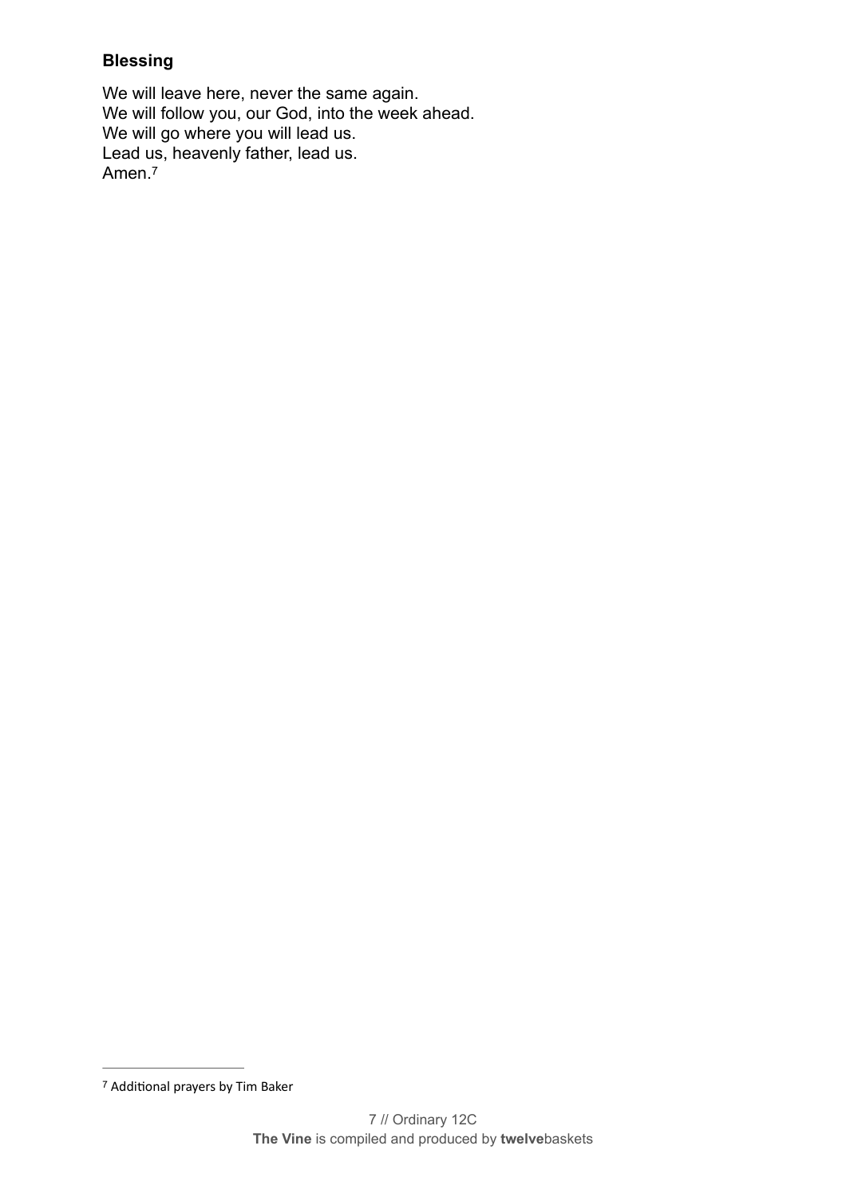**Blessing**

We will leave here, never the same again.
We will follow you, our God, into the week ahead.
We will go where you will lead us.
Lead us, heavenly father, lead us.
Amen.[7]

---

[7] Additional prayers by Tim Baker